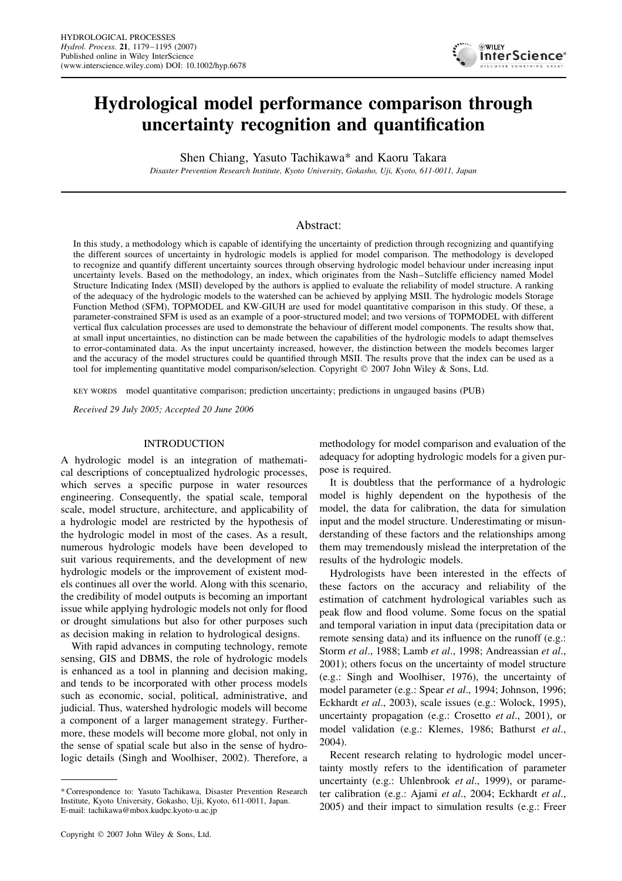# Hydrological model performance comparison through uncertainty recognition and quantification

Shen Chiang, Yasuto Tachikawa* and Kaoru Takara

*Disaster Prevention Research Institute, Kyoto University, Gokasho, Uji, Kyoto, 611-0011, Japan*

## Abstract:

In this study, a methodology which is capable of identifying the uncertainty of prediction through recognizing and quantifying the different sources of uncertainty in hydrologic models is applied for model comparison. The methodology is developed to recognize and quantify different uncertainty sources through observing hydrologic model behaviour under increasing input uncertainty levels. Based on the methodology, an index, which originates from the Nash–Sutcliffe efficiency named Model Structure Indicating Index (MSII) developed by the authors is applied to evaluate the reliability of model structure. A ranking of the adequacy of the hydrologic models to the watershed can be achieved by applying MSII. The hydrologic models Storage Function Method (SFM), TOPMODEL and KW-GIUH are used for model quantitative comparison in this study. Of these, a parameter-constrained SFM is used as an example of a poor-structured model; and two versions of TOPMODEL with different vertical flux calculation processes are used to demonstrate the behaviour of different model components. The results show that, at small input uncertainties, no distinction can be made between the capabilities of the hydrologic models to adapt themselves to error-contaminated data. As the input uncertainty increased, however, the distinction between the models becomes larger and the accuracy of the model structures could be quantified through MSII. The results prove that the index can be used as a tool for implementing quantitative model comparison/selection. Copyright © 2007 John Wiley & Sons, Ltd.

KEY WORDS model quantitative comparison; prediction uncertainty; predictions in ungauged basins (PUB)

*Received 29 July 2005; Accepted 20 June 2006*

## INTRODUCTION

A hydrologic model is an integration of mathematical descriptions of conceptualized hydrologic processes, which serves a specific purpose in water resources engineering. Consequently, the spatial scale, temporal scale, model structure, architecture, and applicability of a hydrologic model are restricted by the hypothesis of the hydrologic model in most of the cases. As a result, numerous hydrologic models have been developed to suit various requirements, and the development of new hydrologic models or the improvement of existent models continues all over the world. Along with this scenario, the credibility of model outputs is becoming an important issue while applying hydrologic models not only for flood or drought simulations but also for other purposes such as decision making in relation to hydrological designs.

With rapid advances in computing technology, remote sensing, GIS and DBMS, the role of hydrologic models is enhanced as a tool in planning and decision making, and tends to be incorporated with other process models such as economic, social, political, administrative, and judicial. Thus, watershed hydrologic models will become a component of a larger management strategy. Furthermore, these models will become more global, not only in the sense of spatial scale but also in the sense of hydrologic details (Singh and Woolhiser, 2002). Therefore, a methodology for model comparison and evaluation of the adequacy for adopting hydrologic models for a given purpose is required.

It is doubtless that the performance of a hydrologic model is highly dependent on the hypothesis of the model, the data for calibration, the data for simulation input and the model structure. Underestimating or misunderstanding of these factors and the relationships among them may tremendously mislead the interpretation of the results of the hydrologic models.

Hydrologists have been interested in the effects of these factors on the accuracy and reliability of the estimation of catchment hydrological variables such as peak flow and flood volume. Some focus on the spatial and temporal variation in input data (precipitation data or remote sensing data) and its influence on the runoff (e.g.: Storm *et al*., 1988; Lamb *et al*., 1998; Andreassian *et al*., 2001); others focus on the uncertainty of model structure (e.g.: Singh and Woolhiser, 1976), the uncertainty of model parameter (e.g.: Spear *et al*., 1994; Johnson, 1996; Eckhardt *et al*., 2003), scale issues (e.g.: Wolock, 1995), uncertainty propagation (e.g.: Crosetto *et al*., 2001), or model validation (e.g.: Klemes, 1986; Bathurst *et al*., 2004).

Recent research relating to hydrologic model uncertainty mostly refers to the identification of parameter uncertainty (e.g.: Uhlenbrook *et al*., 1999), or parameter calibration (e.g.: Ajami *et al*., 2004; Eckhardt *et al*., 2005) and their impact to simulation results (e.g.: Freer

---

* Correspondence to: Yasuto Tachikawa, Disaster Prevention Research Institute, Kyoto University, Gokasho, Uji, Kyoto, 611-0011, Japan. E-mail: tachikawa@mbox.kudpc.kyoto-u.ac.jp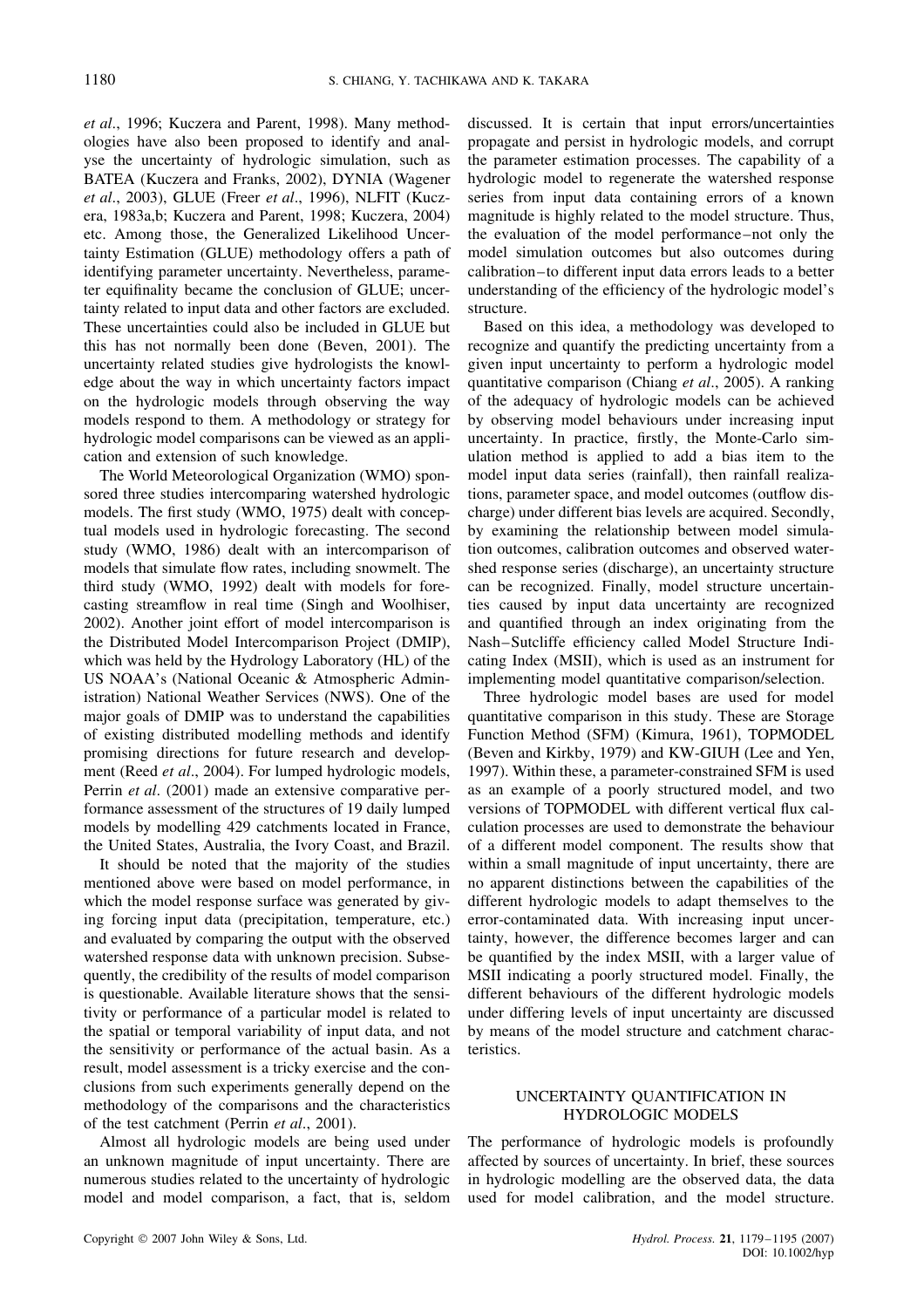*et al*., 1996; Kuczera and Parent, 1998). Many methodologies have also been proposed to identify and analyse the uncertainty of hydrologic simulation, such as BATEA (Kuczera and Franks, 2002), DYNIA (Wagener *et al*., 2003), GLUE (Freer *et al*., 1996), NLFIT (Kuczera, 1983a,b; Kuczera and Parent, 1998; Kuczera, 2004) etc. Among those, the Generalized Likelihood Uncertainty Estimation (GLUE) methodology offers a path of identifying parameter uncertainty. Nevertheless, parameter equifinality became the conclusion of GLUE; uncertainty related to input data and other factors are excluded. These uncertainties could also be included in GLUE but this has not normally been done (Beven, 2001). The uncertainty related studies give hydrologists the knowledge about the way in which uncertainty factors impact on the hydrologic models through observing the way models respond to them. A methodology or strategy for hydrologic model comparisons can be viewed as an application and extension of such knowledge.

The World Meteorological Organization (WMO) sponsored three studies intercomparing watershed hydrologic models. The first study (WMO, 1975) dealt with conceptual models used in hydrologic forecasting. The second study (WMO, 1986) dealt with an intercomparison of models that simulate flow rates, including snowmelt. The third study (WMO, 1992) dealt with models for forecasting streamflow in real time (Singh and Woolhiser, 2002). Another joint effort of model intercomparison is the Distributed Model Intercomparison Project (DMIP), which was held by the Hydrology Laboratory (HL) of the US NOAA's (National Oceanic & Atmospheric Administration) National Weather Services (NWS). One of the major goals of DMIP was to understand the capabilities of existing distributed modelling methods and identify promising directions for future research and development (Reed *et al*., 2004). For lumped hydrologic models, Perrin *et al*. (2001) made an extensive comparative performance assessment of the structures of 19 daily lumped models by modelling 429 catchments located in France, the United States, Australia, the Ivory Coast, and Brazil.

It should be noted that the majority of the studies mentioned above were based on model performance, in which the model response surface was generated by giving forcing input data (precipitation, temperature, etc.) and evaluated by comparing the output with the observed watershed response data with unknown precision. Subsequently, the credibility of the results of model comparison is questionable. Available literature shows that the sensitivity or performance of a particular model is related to the spatial or temporal variability of input data, and not the sensitivity or performance of the actual basin. As a result, model assessment is a tricky exercise and the conclusions from such experiments generally depend on the methodology of the comparisons and the characteristics of the test catchment (Perrin *et al*., 2001).

Almost all hydrologic models are being used under an unknown magnitude of input uncertainty. There are numerous studies related to the uncertainty of hydrologic model and model comparison, a fact, that is, seldom discussed. It is certain that input errors/uncertainties propagate and persist in hydrologic models, and corrupt the parameter estimation processes. The capability of a hydrologic model to regenerate the watershed response series from input data containing errors of a known magnitude is highly related to the model structure. Thus, the evaluation of the model performance–not only the model simulation outcomes but also outcomes during calibration–to different input data errors leads to a better understanding of the efficiency of the hydrologic model's structure.

Based on this idea, a methodology was developed to recognize and quantify the predicting uncertainty from a given input uncertainty to perform a hydrologic model quantitative comparison (Chiang *et al*., 2005). A ranking of the adequacy of hydrologic models can be achieved by observing model behaviours under increasing input uncertainty. In practice, firstly, the Monte-Carlo simulation method is applied to add a bias item to the model input data series (rainfall), then rainfall realizations, parameter space, and model outcomes (outflow discharge) under different bias levels are acquired. Secondly, by examining the relationship between model simulation outcomes, calibration outcomes and observed watershed response series (discharge), an uncertainty structure can be recognized. Finally, model structure uncertainties caused by input data uncertainty are recognized and quantified through an index originating from the Nash–Sutcliffe efficiency called Model Structure Indicating Index (MSII), which is used as an instrument for implementing model quantitative comparison/selection.

Three hydrologic model bases are used for model quantitative comparison in this study. These are Storage Function Method (SFM) (Kimura, 1961), TOPMODEL (Beven and Kirkby, 1979) and KW-GIUH (Lee and Yen, 1997). Within these, a parameter-constrained SFM is used as an example of a poorly structured model, and two versions of TOPMODEL with different vertical flux calculation processes are used to demonstrate the behaviour of a different model component. The results show that within a small magnitude of input uncertainty, there are no apparent distinctions between the capabilities of the different hydrologic models to adapt themselves to the error-contaminated data. With increasing input uncertainty, however, the difference becomes larger and can be quantified by the index MSII, with a larger value of MSII indicating a poorly structured model. Finally, the different behaviours of the different hydrologic models under differing levels of input uncertainty are discussed by means of the model structure and catchment characteristics.

## UNCERTAINTY QUANTIFICATION IN HYDROLOGIC MODELS

The performance of hydrologic models is profoundly affected by sources of uncertainty. In brief, these sources in hydrologic modelling are the observed data, the data used for model calibration, and the model structure.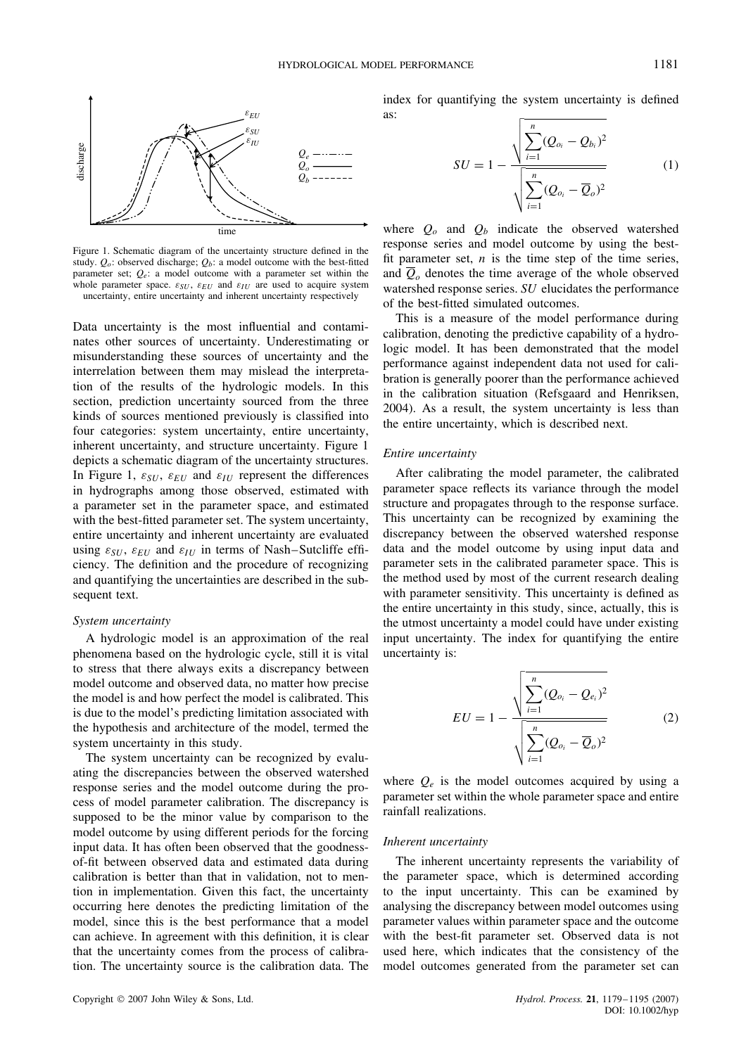Figure 1. Schematic diagram of the uncertainty structure defined in the study. $Q_o$: observed discharge; $Q_b$: a model outcome with the best-fitted parameter set; $Q_e$: a model outcome with a parameter set within the whole parameter space. $\varepsilon_{SU}$, $\varepsilon_{EU}$ and $\varepsilon_{IU}$ are used to acquire system uncertainty, entire uncertainty and inherent uncertainty respectively

Data uncertainty is the most influential and contaminates other sources of uncertainty. Underestimating or misunderstanding these sources of uncertainty and the interrelation between them may mislead the interpretation of the results of the hydrologic models. In this section, prediction uncertainty sourced from the three kinds of sources mentioned previously is classified into four categories: system uncertainty, entire uncertainty, inherent uncertainty, and structure uncertainty. Figure 1 depicts a schematic diagram of the uncertainty structures. In Figure 1, $\varepsilon_{SU}$, $\varepsilon_{EU}$ and $\varepsilon_{IU}$ represent the differences in hydrographs among those observed, estimated with a parameter set in the parameter space, and estimated with the best-fitted parameter set. The system uncertainty, entire uncertainty and inherent uncertainty are evaluated using $\varepsilon_{SU}$, $\varepsilon_{EU}$ and $\varepsilon_{IU}$ in terms of Nash–Sutcliffe efficiency. The definition and the procedure of recognizing and quantifying the uncertainties are described in the subsequent text.

### *System uncertainty*

A hydrologic model is an approximation of the real phenomena based on the hydrologic cycle, still it is vital to stress that there always exits a discrepancy between model outcome and observed data, no matter how precise the model is and how perfect the model is calibrated. This is due to the model's predicting limitation associated with the hypothesis and architecture of the model, termed the system uncertainty in this study.

The system uncertainty can be recognized by evaluating the discrepancies between the observed watershed response series and the model outcome during the process of model parameter calibration. The discrepancy is supposed to be the minor value by comparison to the model outcome by using different periods for the forcing input data. It has often been observed that the goodness-of-fit between observed data and estimated data during calibration is better than that in validation, not to mention in implementation. Given this fact, the uncertainty occurring here denotes the predicting limitation of the model, since this is the best performance that a model can achieve. In agreement with this definition, it is clear that the uncertainty comes from the process of calibration. The uncertainty source is the calibration data. The index for quantifying the system uncertainty is defined as:

$$SU = 1 - \frac{\sqrt{\sum_{i=1}^{n}(Q_{o_i} - Q_{b_i})^2}}{\sqrt{\sum_{i=1}^{n}(Q_{o_i} - \overline{Q}_o)^2}} \tag{1}$$

where $Q_o$ and $Q_b$ indicate the observed watershed response series and model outcome by using the best-fit parameter set, $n$ is the time step of the time series, and $\overline{Q}_o$ denotes the time average of the whole observed watershed response series. $SU$ elucidates the performance of the best-fitted simulated outcomes.

This is a measure of the model performance during calibration, denoting the predictive capability of a hydrologic model. It has been demonstrated that the model performance against independent data not used for calibration is generally poorer than the performance achieved in the calibration situation (Refsgaard and Henriksen, 2004). As a result, the system uncertainty is less than the entire uncertainty, which is described next.

### *Entire uncertainty*

After calibrating the model parameter, the calibrated parameter space reflects its variance through the model structure and propagates through to the response surface. This uncertainty can be recognized by examining the discrepancy between the observed watershed response data and the model outcome by using input data and parameter sets in the calibrated parameter space. This is the method used by most of the current research dealing with parameter sensitivity. This uncertainty is defined as the entire uncertainty in this study, since, actually, this is the utmost uncertainty a model could have under existing input uncertainty. The index for quantifying the entire uncertainty is:

$$EU = 1 - \frac{\sqrt{\sum_{i=1}^{n}(Q_{o_i} - Q_{e_i})^2}}{\sqrt{\sum_{i=1}^{n}(Q_{o_i} - \overline{Q}_o)^2}} \tag{2}$$

where $Q_e$ is the model outcomes acquired by using a parameter set within the whole parameter space and entire rainfall realizations.

### *Inherent uncertainty*

The inherent uncertainty represents the variability of the parameter space, which is determined according to the input uncertainty. This can be examined by analysing the discrepancy between model outcomes using parameter values within parameter space and the outcome with the best-fit parameter set. Observed data is not used here, which indicates that the consistency of the model outcomes generated from the parameter set can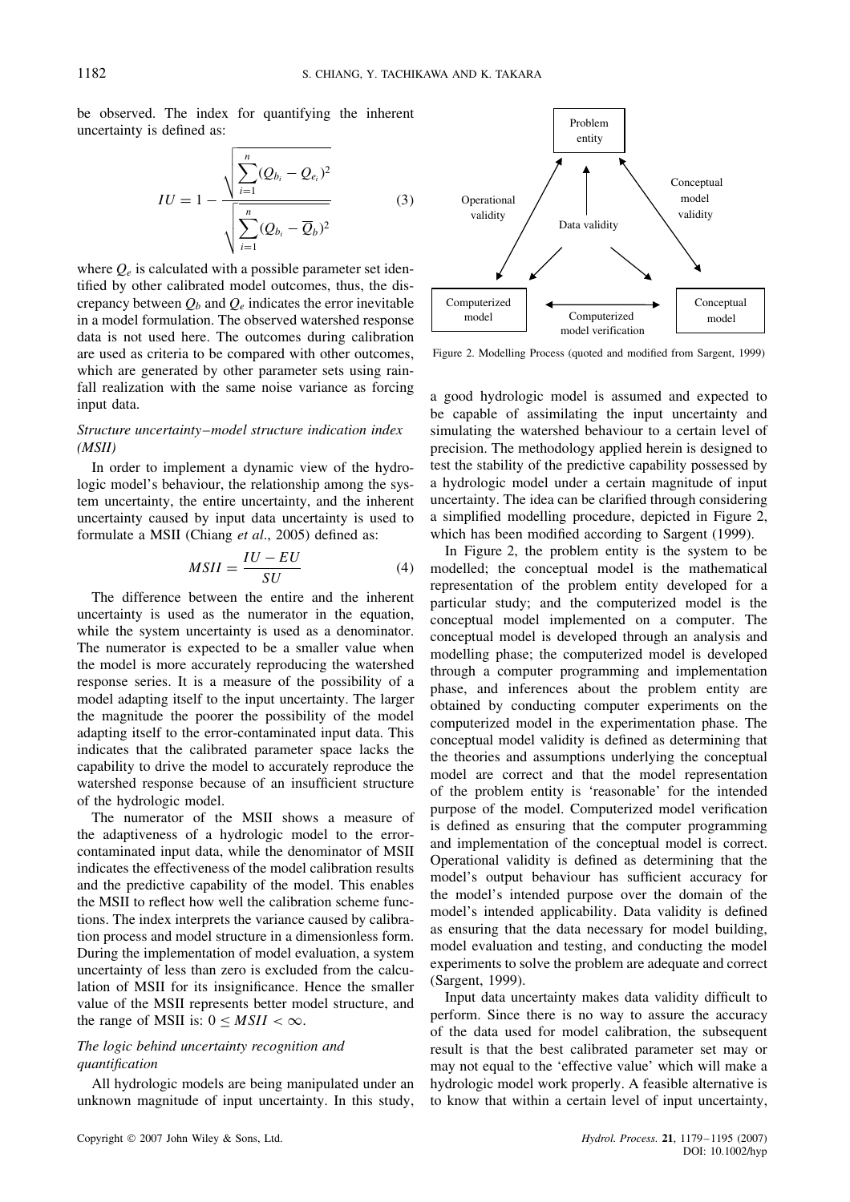be observed. The index for quantifying the inherent uncertainty is defined as:

$$IU = 1 - \frac{\sqrt{\sum_{i=1}^{n}(Q_{b_i} - Q_{e_i})^2}}{\sqrt{\sum_{i=1}^{n}(Q_{b_i} - \overline{Q}_b)^2}} \tag{3}$$

where $Q_e$ is calculated with a possible parameter set identified by other calibrated model outcomes, thus, the discrepancy between $Q_b$ and $Q_e$ indicates the error inevitable in a model formulation. The observed watershed response data is not used here. The outcomes during calibration are used as criteria to be compared with other outcomes, which are generated by other parameter sets using rainfall realization with the same noise variance as forcing input data.

*Structure uncertainty–model structure indication index (MSII)*

In order to implement a dynamic view of the hydrologic model's behaviour, the relationship among the system uncertainty, the entire uncertainty, and the inherent uncertainty caused by input data uncertainty is used to formulate a MSII (Chiang *et al*., 2005) defined as:

$$MSII = \frac{IU - EU}{SU} \tag{4}$$

The difference between the entire and the inherent uncertainty is used as the numerator in the equation, while the system uncertainty is used as a denominator. The numerator is expected to be a smaller value when the model is more accurately reproducing the watershed response series. It is a measure of the possibility of a model adapting itself to the input uncertainty. The larger the magnitude the poorer the possibility of the model adapting itself to the error-contaminated input data. This indicates that the calibrated parameter space lacks the capability to drive the model to accurately reproduce the watershed response because of an insufficient structure of the hydrologic model.

The numerator of the MSII shows a measure of the adaptiveness of a hydrologic model to the error-contaminated input data, while the denominator of MSII indicates the effectiveness of the model calibration results and the predictive capability of the model. This enables the MSII to reflect how well the calibration scheme functions. The index interprets the variance caused by calibration process and model structure in a dimensionless form. During the implementation of model evaluation, a system uncertainty of less than zero is excluded from the calculation of MSII for its insignificance. Hence the smaller value of the MSII represents better model structure, and the range of MSII is: $0 \leq MSII < \infty$.

*The logic behind uncertainty recognition and quantification*

All hydrologic models are being manipulated under an unknown magnitude of input uncertainty. In this study, a good hydrologic model is assumed and expected to be capable of assimilating the input uncertainty and simulating the watershed behaviour to a certain level of precision. The methodology applied herein is designed to test the stability of the predictive capability possessed by a hydrologic model under a certain magnitude of input uncertainty. The idea can be clarified through considering a simplified modelling procedure, depicted in Figure 2, which has been modified according to Sargent (1999).

Figure 2. Modelling Process (quoted and modified from Sargent, 1999)

In Figure 2, the problem entity is the system to be modelled; the conceptual model is the mathematical representation of the problem entity developed for a particular study; and the computerized model is the conceptual model implemented on a computer. The conceptual model is developed through an analysis and modelling phase; the computerized model is developed through a computer programming and implementation phase, and inferences about the problem entity are obtained by conducting computer experiments on the computerized model in the experimentation phase. The conceptual model validity is defined as determining that the theories and assumptions underlying the conceptual model are correct and that the model representation of the problem entity is 'reasonable' for the intended purpose of the model. Computerized model verification is defined as ensuring that the computer programming and implementation of the conceptual model is correct. Operational validity is defined as determining that the model's output behaviour has sufficient accuracy for the model's intended purpose over the domain of the model's intended applicability. Data validity is defined as ensuring that the data necessary for model building, model evaluation and testing, and conducting the model experiments to solve the problem are adequate and correct (Sargent, 1999).

Input data uncertainty makes data validity difficult to perform. Since there is no way to assure the accuracy of the data used for model calibration, the subsequent result is that the best calibrated parameter set may or may not equal to the 'effective value' which will make a hydrologic model work properly. A feasible alternative is to know that within a certain level of input uncertainty,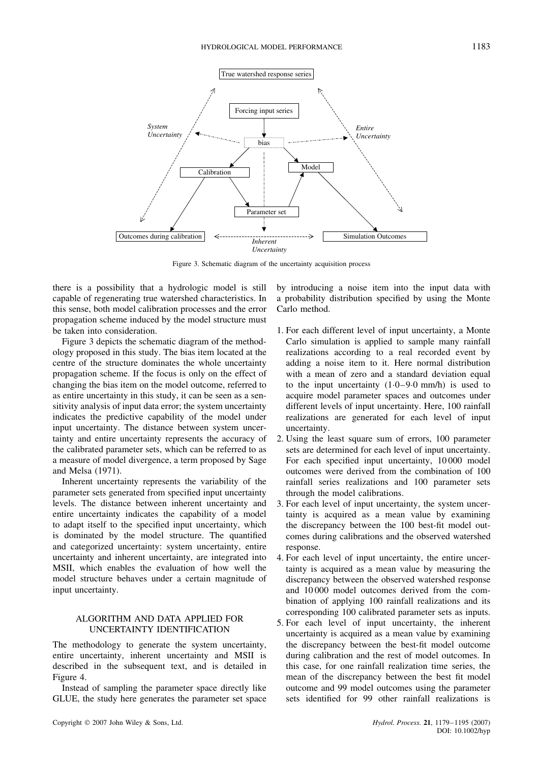Figure 3. Schematic diagram of the uncertainty acquisition process

there is a possibility that a hydrologic model is still capable of regenerating true watershed characteristics. In this sense, both model calibration processes and the error propagation scheme induced by the model structure must be taken into consideration.

Figure 3 depicts the schematic diagram of the methodology proposed in this study. The bias item located at the centre of the structure dominates the whole uncertainty propagation scheme. If the focus is only on the effect of changing the bias item on the model outcome, referred to as entire uncertainty in this study, it can be seen as a sensitivity analysis of input data error; the system uncertainty indicates the predictive capability of the model under input uncertainty. The distance between system uncertainty and entire uncertainty represents the accuracy of the calibrated parameter sets, which can be referred to as a measure of model divergence, a term proposed by Sage and Melsa (1971).

Inherent uncertainty represents the variability of the parameter sets generated from specified input uncertainty levels. The distance between inherent uncertainty and entire uncertainty indicates the capability of a model to adapt itself to the specified input uncertainty, which is dominated by the model structure. The quantified and categorized uncertainty: system uncertainty, entire uncertainty and inherent uncertainty, are integrated into MSII, which enables the evaluation of how well the model structure behaves under a certain magnitude of input uncertainty.

## ALGORITHM AND DATA APPLIED FOR UNCERTAINTY IDENTIFICATION

The methodology to generate the system uncertainty, entire uncertainty, inherent uncertainty and MSII is described in the subsequent text, and is detailed in Figure 4.

Instead of sampling the parameter space directly like GLUE, the study here generates the parameter set space by introducing a noise item into the input data with a probability distribution specified by using the Monte Carlo method.

1. For each different level of input uncertainty, a Monte Carlo simulation is applied to sample many rainfall realizations according to a real recorded event by adding a noise item to it. Here normal distribution with a mean of zero and a standard deviation equal to the input uncertainty (1·0–9·0 mm/h) is used to acquire model parameter spaces and outcomes under different levels of input uncertainty. Here, 100 rainfall realizations are generated for each level of input uncertainty.
2. Using the least square sum of errors, 100 parameter sets are determined for each level of input uncertainty. For each specified input uncertainty, 10 000 model outcomes were derived from the combination of 100 rainfall series realizations and 100 parameter sets through the model calibrations.
3. For each level of input uncertainty, the system uncertainty is acquired as a mean value by examining the discrepancy between the 100 best-fit model outcomes during calibrations and the observed watershed response.
4. For each level of input uncertainty, the entire uncertainty is acquired as a mean value by measuring the discrepancy between the observed watershed response and 10 000 model outcomes derived from the combination of applying 100 rainfall realizations and its corresponding 100 calibrated parameter sets as inputs.
5. For each level of input uncertainty, the inherent uncertainty is acquired as a mean value by examining the discrepancy between the best-fit model outcome during calibration and the rest of model outcomes. In this case, for one rainfall realization time series, the mean of the discrepancy between the best fit model outcome and 99 model outcomes using the parameter sets identified for 99 other rainfall realizations is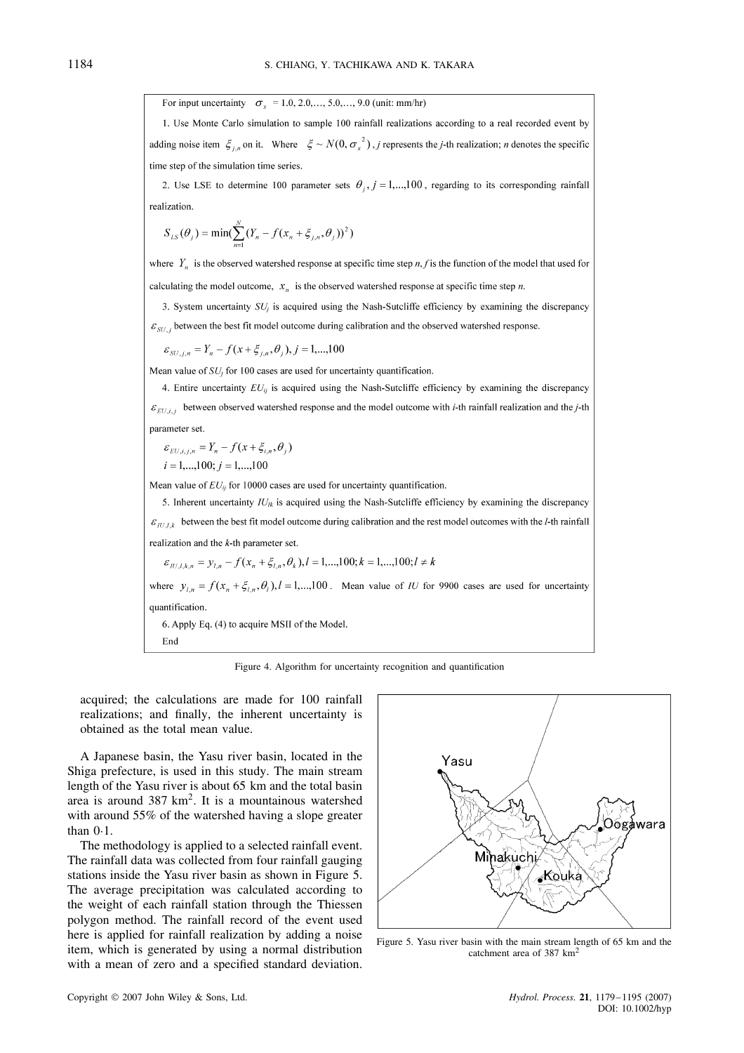For input uncertainty $\sigma_x$ = 1.0, 2.0,…, 5.0,…, 9.0 (unit: mm/hr)

1. Use Monte Carlo simulation to sample 100 rainfall realizations according to a real recorded event by adding noise item $\xi_{j,n}$ on it. Where $\xi \sim N(0, \sigma_x^2)$, $j$ represents the $j$-th realization; $n$ denotes the specific time step of the simulation time series.

2. Use LSE to determine 100 parameter sets $\theta_j, j = 1,...,100$, regarding to its corresponding rainfall realization.

$$S_{LS}(\theta_j) = \min\left(\sum_{n=1}^{N}(Y_n - f(x_n + \xi_{j,n}, \theta_j))^2\right)$$

where $Y_n$ is the observed watershed response at specific time step $n$, $f$ is the function of the model that used for calculating the model outcome, $x_n$ is the observed watershed response at specific time step $n$.

3. System uncertainty $SU_j$ is acquired using the Nash-Sutcliffe efficiency by examining the discrepancy $\varepsilon_{SU,j}$ between the best fit model outcome during calibration and the observed watershed response.

$$\varepsilon_{SU,j,n} = Y_n - f(x + \xi_{j,n}, \theta_j), j = 1,...,100$$

Mean value of $SU_j$ for 100 cases are used for uncertainty quantification.

4. Entire uncertainty $EU_{ij}$ is acquired using the Nash-Sutcliffe efficiency by examining the discrepancy $\varepsilon_{EU,i,j}$ between observed watershed response and the model outcome with $i$-th rainfall realization and the $j$-th parameter set.

$$\varepsilon_{EU,i,j,n} = Y_n - f(x + \xi_{i,n}, \theta_j)$$
$$i = 1,...,100; j = 1,...,100$$

Mean value of $EU_{ij}$ for 10000 cases are used for uncertainty quantification.

5. Inherent uncertainty $IU_{lk}$ is acquired using the Nash-Sutcliffe efficiency by examining the discrepancy $\varepsilon_{IU,l,k}$ between the best fit model outcome during calibration and the rest model outcomes with the $l$-th rainfall realization and the $k$-th parameter set.

$$\varepsilon_{IU,l,k,n} = y_{l,n} - f(x_n + \xi_{l,n}, \theta_k), l = 1,...,100; k = 1,...,100; l \neq k$$

where $y_{l,n} = f(x_n + \xi_{l,n}, \theta_l), l = 1,...,100$. Mean value of $IU$ for 9900 cases are used for uncertainty quantification.

6. Apply Eq. (4) to acquire MSII of the Model.

End

Figure 4. Algorithm for uncertainty recognition and quantification

acquired; the calculations are made for 100 rainfall realizations; and finally, the inherent uncertainty is obtained as the total mean value.

A Japanese basin, the Yasu river basin, located in the Shiga prefecture, is used in this study. The main stream length of the Yasu river is about 65 km and the total basin area is around 387 km$^2$. It is a mountainous watershed with around 55% of the watershed having a slope greater than 0·1.

The methodology is applied to a selected rainfall event. The rainfall data was collected from four rainfall gauging stations inside the Yasu river basin as shown in Figure 5. The average precipitation was calculated according to the weight of each rainfall station through the Thiessen polygon method. The rainfall record of the event used here is applied for rainfall realization by adding a noise item, which is generated by using a normal distribution with a mean of zero and a specified standard deviation.

Figure 5. Yasu river basin with the main stream length of 65 km and the catchment area of 387 km$^2$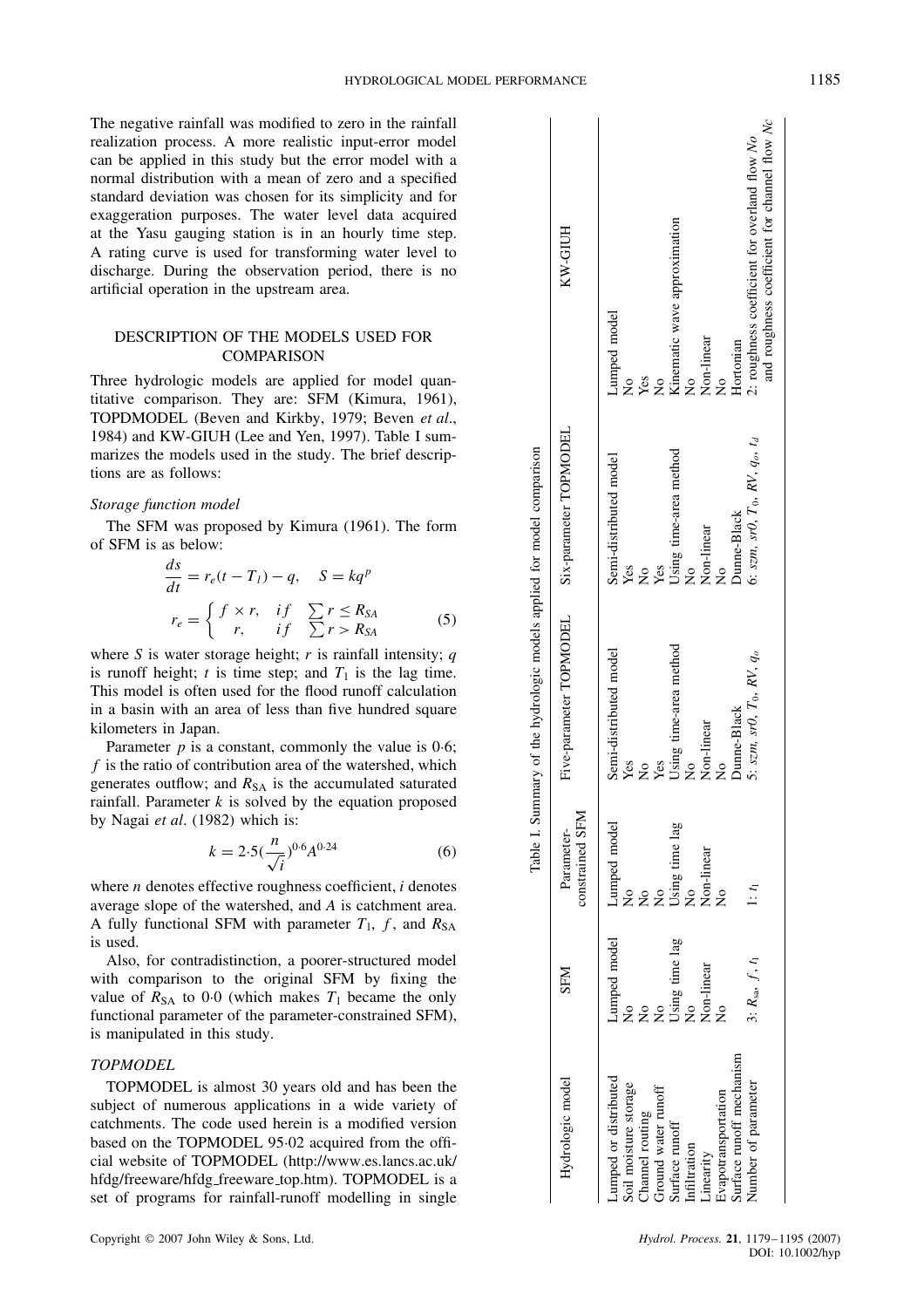The negative rainfall was modified to zero in the rainfall realization process. A more realistic input-error model can be applied in this study but the error model with a normal distribution with a mean of zero and a specified standard deviation was chosen for its simplicity and for exaggeration purposes. The water level data acquired at the Yasu gauging station is in an hourly time step. A rating curve is used for transforming water level to discharge. During the observation period, there is no artificial operation in the upstream area.

## DESCRIPTION OF THE MODELS USED FOR COMPARISON

Three hydrologic models are applied for model quantitative comparison. They are: SFM (Kimura, 1961), TOPDMODEL (Beven and Kirkby, 1979; Beven *et al*., 1984) and KW-GIUH (Lee and Yen, 1997). Table I summarizes the models used in the study. The brief descriptions are as follows:

### *Storage function model*

The SFM was proposed by Kimura (1961). The form of SFM is as below:

$$\frac{ds}{dt} = r_e(t - T_l) - q, \quad S = kq^p$$

$$r_e = \begin{cases} f \times r, & if \quad \sum r \le R_{SA} \\ r, & if \quad \sum r > R_{SA} \end{cases} \tag{5}$$

where $S$ is water storage height; $r$ is rainfall intensity; $q$ is runoff height; $t$ is time step; and $T_1$ is the lag time. This model is often used for the flood runoff calculation in a basin with an area of less than five hundred square kilometers in Japan.

Parameter $p$ is a constant, commonly the value is 0·6; $f$ is the ratio of contribution area of the watershed, which generates outflow; and $R_{SA}$ is the accumulated saturated rainfall. Parameter $k$ is solved by the equation proposed by Nagai *et al*. (1982) which is:

$$k = 2{\cdot}5\left(\frac{n}{\sqrt{i}}\right)^{0{\cdot}6} A^{0{\cdot}24} \tag{6}$$

where $n$ denotes effective roughness coefficient, $i$ denotes average slope of the watershed, and $A$ is catchment area. A fully functional SFM with parameter $T_1$, $f$, and $R_{SA}$ is used.

Also, for contradistinction, a poorer-structured model with comparison to the original SFM by fixing the value of $R_{SA}$ to 0·0 (which makes $T_1$ became the only functional parameter of the parameter-constrained SFM), is manipulated in this study.

### *TOPMODEL*

TOPMODEL is almost 30 years old and has been the subject of numerous applications in a wide variety of catchments. The code used herein is a modified version based on the TOPMODEL 95·02 acquired from the official website of TOPMODEL (http://www.es.lancs.ac.uk/hfdg/freeware/hfdg_freeware_top.htm). TOPMODEL is a set of programs for rainfall-runoff modelling in single

Table I. Summary of the hydrologic models applied for model comparison

| Hydrologic model | SFM | Parameter-constrained SFM | Five-parameter TOPMODEL | Six-parameter TOPMODEL | KW-GIUH |
|---|---|---|---|---|---|
| Lumped or distributed | Lumped model | Lumped model | Semi-distributed model | Semi-distributed model | Lumped model |
| Soil moisture storage | No | No | Yes | Yes | No |
| Channel routing | No | No | No | No | Yes |
| Ground water runoff | No | No | Yes | Yes | No |
| Surface runoff | Using time lag | Using time lag | Using time-area method | Using time-area method | Kinematic wave approximation |
| Infiltration | No | No | No | No | No |
| Linearity | Non-linear | Non-linear | Non-linear | Non-linear | Non-linear |
| Evapotransportation | No | No | No | No | No |
| Surface runoff mechanism | | | Dunne-Black | Dunne-Black | Hortonian |
| Number of parameter | 3: $R_{sa}$, $f$, $t_l$ | 1: $t_l$ | 5: $szm$, $srl0$, $T_0$, $RV$, $q_o$ | 6: $szm$, $srl0$, $T_0$, $RV$, $q_o$, $t_d$ | 2: roughness coefficient for overland flow $No$ and roughness coefficient for channel flow $Nc$ |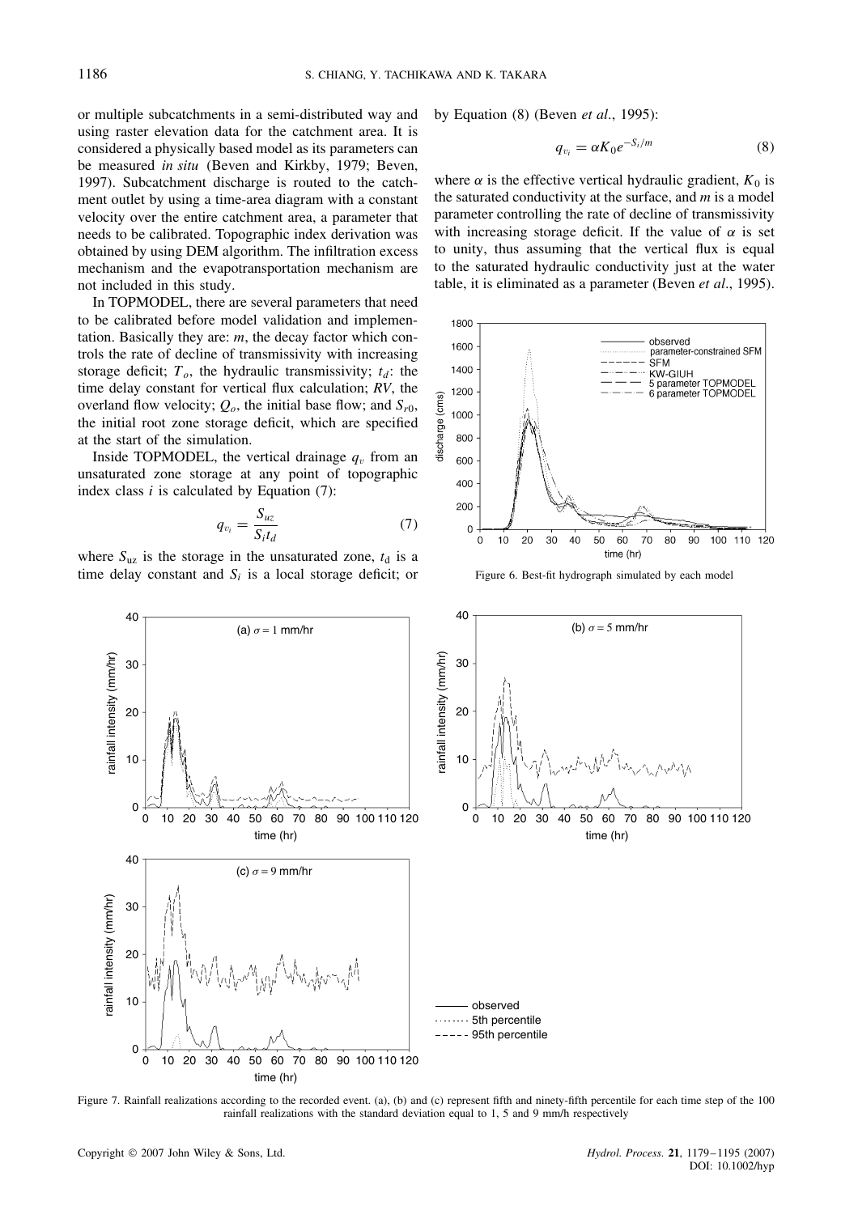or multiple subcatchments in a semi-distributed way and using raster elevation data for the catchment area. It is considered a physically based model as its parameters can be measured *in situ* (Beven and Kirkby, 1979; Beven, 1997). Subcatchment discharge is routed to the catchment outlet by using a time-area diagram with a constant velocity over the entire catchment area, a parameter that needs to be calibrated. Topographic index derivation was obtained by using DEM algorithm. The infiltration excess mechanism and the evapotransportation mechanism are not included in this study.

In TOPMODEL, there are several parameters that need to be calibrated before model validation and implementation. Basically they are: $m$, the decay factor which controls the rate of decline of transmissivity with increasing storage deficit; $T_o$, the hydraulic transmissivity; $t_d$: the time delay constant for vertical flux calculation; $RV$, the overland flow velocity; $Q_o$, the initial base flow; and $S_{r0}$, the initial root zone storage deficit, which are specified at the start of the simulation.

Inside TOPMODEL, the vertical drainage $q_v$ from an unsaturated zone storage at any point of topographic index class $i$ is calculated by Equation (7):

$$q_{v_i} = \frac{S_{uz}}{S_i t_d} \tag{7}$$

where $S_{uz}$ is the storage in the unsaturated zone, $t_d$ is a time delay constant and $S_i$ is a local storage deficit; or by Equation (8) (Beven *et al*., 1995):

$$q_{v_i} = \alpha K_0 e^{-S_i/m} \tag{8}$$

where $\alpha$ is the effective vertical hydraulic gradient, $K_0$ is the saturated conductivity at the surface, and $m$ is a model parameter controlling the rate of decline of transmissivity with increasing storage deficit. If the value of $\alpha$ is set to unity, thus assuming that the vertical flux is equal to the saturated hydraulic conductivity just at the water table, it is eliminated as a parameter (Beven *et al*., 1995).

Figure 6. Best-fit hydrograph simulated by each model

Figure 7. Rainfall realizations according to the recorded event. (a), (b) and (c) represent fifth and ninety-fifth percentile for each time step of the 100 rainfall realizations with the standard deviation equal to 1, 5 and 9 mm/h respectively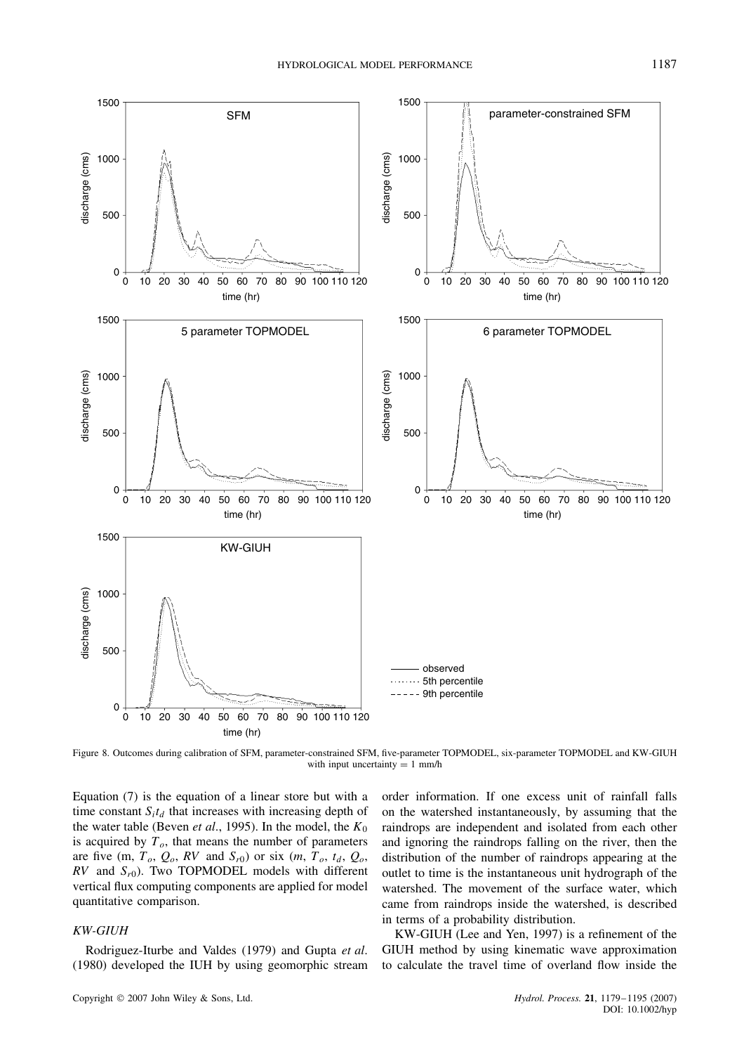Figure 8. Outcomes during calibration of SFM, parameter-constrained SFM, five-parameter TOPMODEL, six-parameter TOPMODEL and KW-GIUH with input uncertainty = 1 mm/h

Equation (7) is the equation of a linear store but with a time constant $S_i t_d$ that increases with increasing depth of the water table (Beven *et al*., 1995). In the model, the $K_0$ is acquired by $T_o$, that means the number of parameters are five (m, $T_o$, $Q_o$, $RV$ and $S_{r0}$) or six ($m$, $T_o$, $t_d$, $Q_o$, $RV$ and $S_{r0}$). Two TOPMODEL models with different vertical flux computing components are applied for model quantitative comparison.

### *KW-GIUH*

Rodriguez-Iturbe and Valdes (1979) and Gupta *et al*. (1980) developed the IUH by using geomorphic stream order information. If one excess unit of rainfall falls on the watershed instantaneously, by assuming that the raindrops are independent and isolated from each other and ignoring the raindrops falling on the river, then the distribution of the number of raindrops appearing at the outlet to time is the instantaneous unit hydrograph of the watershed. The movement of the surface water, which came from raindrops inside the watershed, is described in terms of a probability distribution.

KW-GIUH (Lee and Yen, 1997) is a refinement of the GIUH method by using kinematic wave approximation to calculate the travel time of overland flow inside the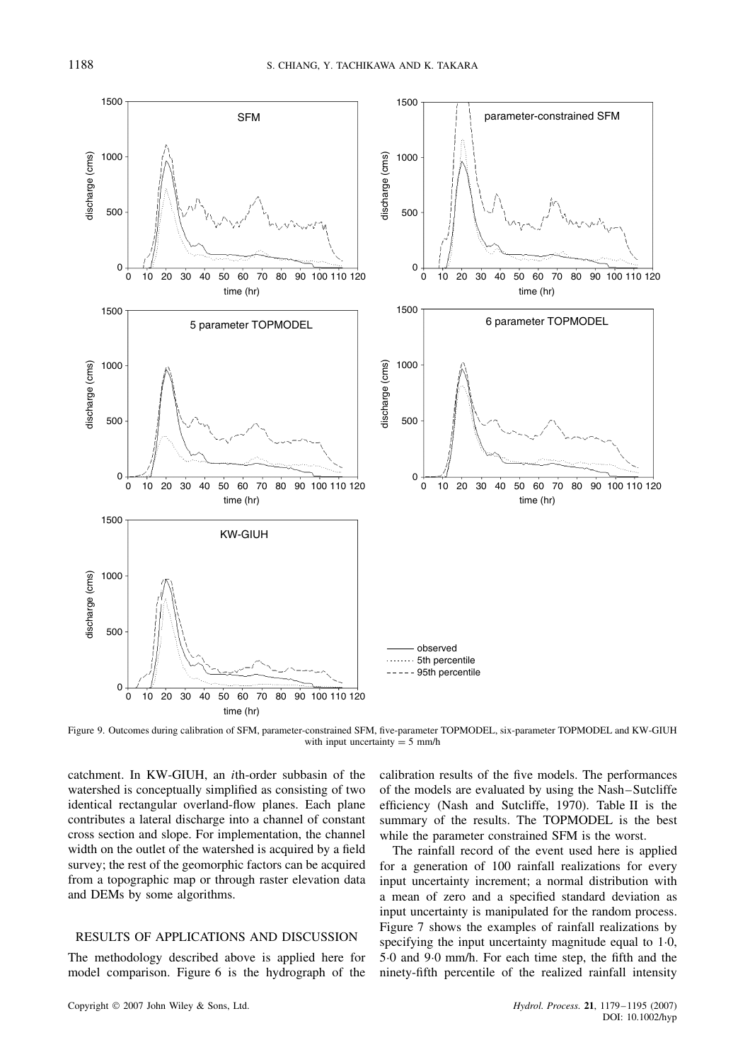Figure 9. Outcomes during calibration of SFM, parameter-constrained SFM, five-parameter TOPMODEL, six-parameter TOPMODEL and KW-GIUH with input uncertainty = 5 mm/h

catchment. In KW-GIUH, an $i$th-order subbasin of the watershed is conceptually simplified as consisting of two identical rectangular overland-flow planes. Each plane contributes a lateral discharge into a channel of constant cross section and slope. For implementation, the channel width on the outlet of the watershed is acquired by a field survey; the rest of the geomorphic factors can be acquired from a topographic map or through raster elevation data and DEMs by some algorithms.

## RESULTS OF APPLICATIONS AND DISCUSSION

The methodology described above is applied here for model comparison. Figure 6 is the hydrograph of the calibration results of the five models. The performances of the models are evaluated by using the Nash–Sutcliffe efficiency (Nash and Sutcliffe, 1970). Table II is the summary of the results. The TOPMODEL is the best while the parameter constrained SFM is the worst.

The rainfall record of the event used here is applied for a generation of 100 rainfall realizations for every input uncertainty increment; a normal distribution with a mean of zero and a specified standard deviation as input uncertainty is manipulated for the random process. Figure 7 shows the examples of rainfall realizations by specifying the input uncertainty magnitude equal to 1·0, 5·0 and 9·0 mm/h. For each time step, the fifth and the ninety-fifth percentile of the realized rainfall intensity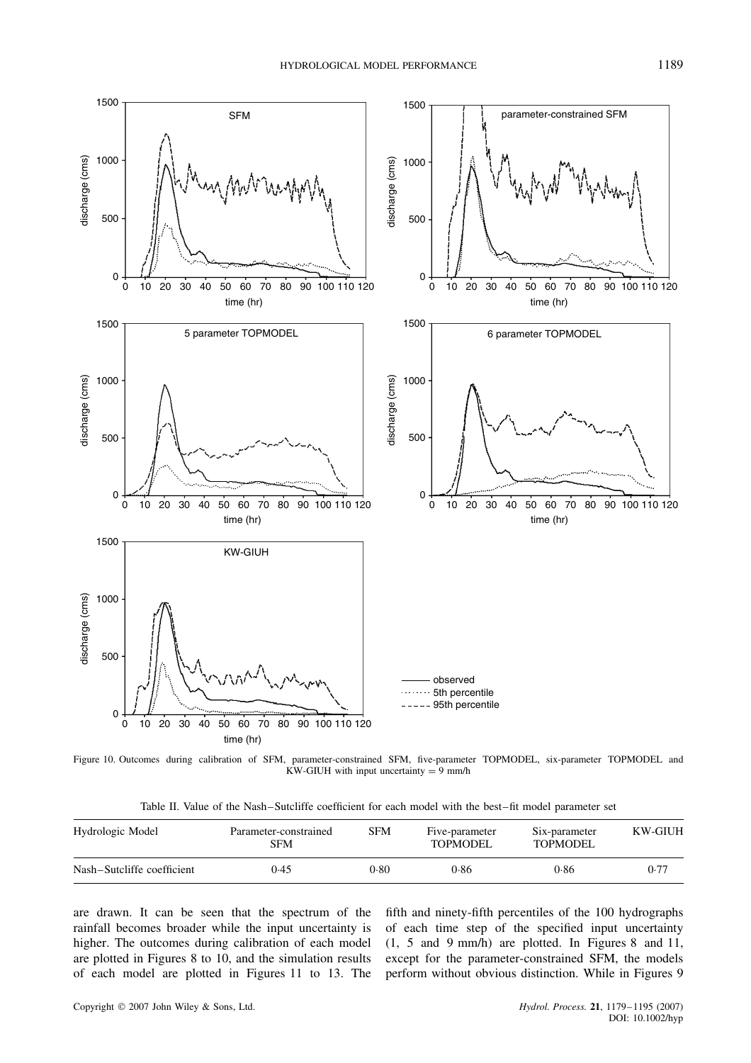Figure 10. Outcomes during calibration of SFM, parameter-constrained SFM, five-parameter TOPMODEL, six-parameter TOPMODEL and KW-GIUH with input uncertainty = 9 mm/h

Table II. Value of the Nash–Sutcliffe coefficient for each model with the best–fit model parameter set

| Hydrologic Model | Parameter-constrained SFM | SFM | Five-parameter TOPMODEL | Six-parameter TOPMODEL | KW-GIUH |
|---|---|---|---|---|---|
| Nash–Sutcliffe coefficient | 0·45 | 0·80 | 0·86 | 0·86 | 0·77 |

are drawn. It can be seen that the spectrum of the rainfall becomes broader while the input uncertainty is higher. The outcomes during calibration of each model are plotted in Figures 8 to 10, and the simulation results of each model are plotted in Figures 11 to 13. The fifth and ninety-fifth percentiles of the 100 hydrographs of each time step of the specified input uncertainty (1, 5 and 9 mm/h) are plotted. In Figures 8 and 11, except for the parameter-constrained SFM, the models perform without obvious distinction. While in Figures 9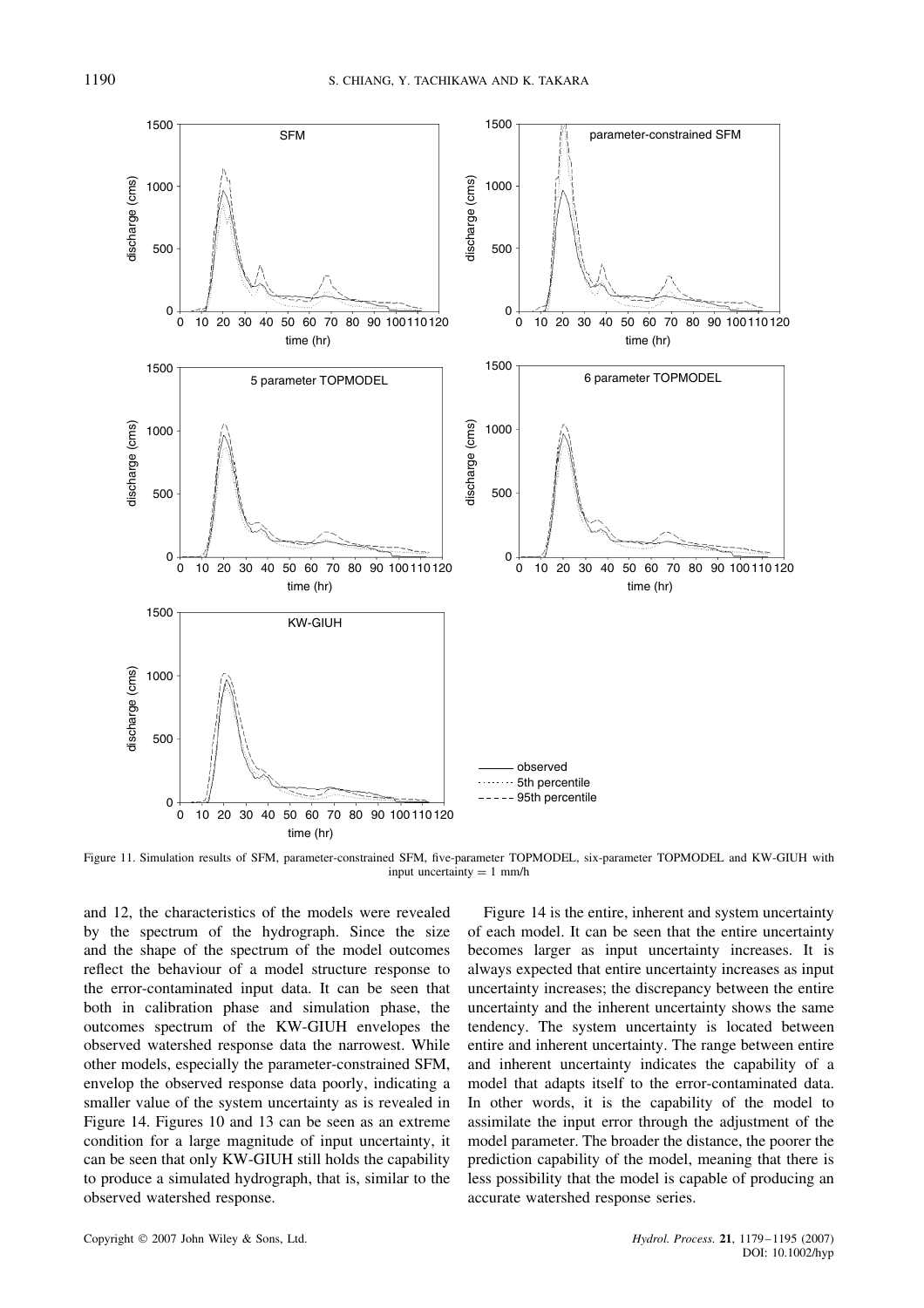Figure 11. Simulation results of SFM, parameter-constrained SFM, five-parameter TOPMODEL, six-parameter TOPMODEL and KW-GIUH with input uncertainty = 1 mm/h

and 12, the characteristics of the models were revealed by the spectrum of the hydrograph. Since the size and the shape of the spectrum of the model outcomes reflect the behaviour of a model structure response to the error-contaminated input data. It can be seen that both in calibration phase and simulation phase, the outcomes spectrum of the KW-GIUH envelopes the observed watershed response data the narrowest. While other models, especially the parameter-constrained SFM, envelop the observed response data poorly, indicating a smaller value of the system uncertainty as is revealed in Figure 14. Figures 10 and 13 can be seen as an extreme condition for a large magnitude of input uncertainty, it can be seen that only KW-GIUH still holds the capability to produce a simulated hydrograph, that is, similar to the observed watershed response.

Figure 14 is the entire, inherent and system uncertainty of each model. It can be seen that the entire uncertainty becomes larger as input uncertainty increases. It is always expected that entire uncertainty increases as input uncertainty increases; the discrepancy between the entire uncertainty and the inherent uncertainty shows the same tendency. The system uncertainty is located between entire and inherent uncertainty. The range between entire and inherent uncertainty indicates the capability of a model that adapts itself to the error-contaminated data. In other words, it is the capability of the model to assimilate the input error through the adjustment of the model parameter. The broader the distance, the poorer the prediction capability of the model, meaning that there is less possibility that the model is capable of producing an accurate watershed response series.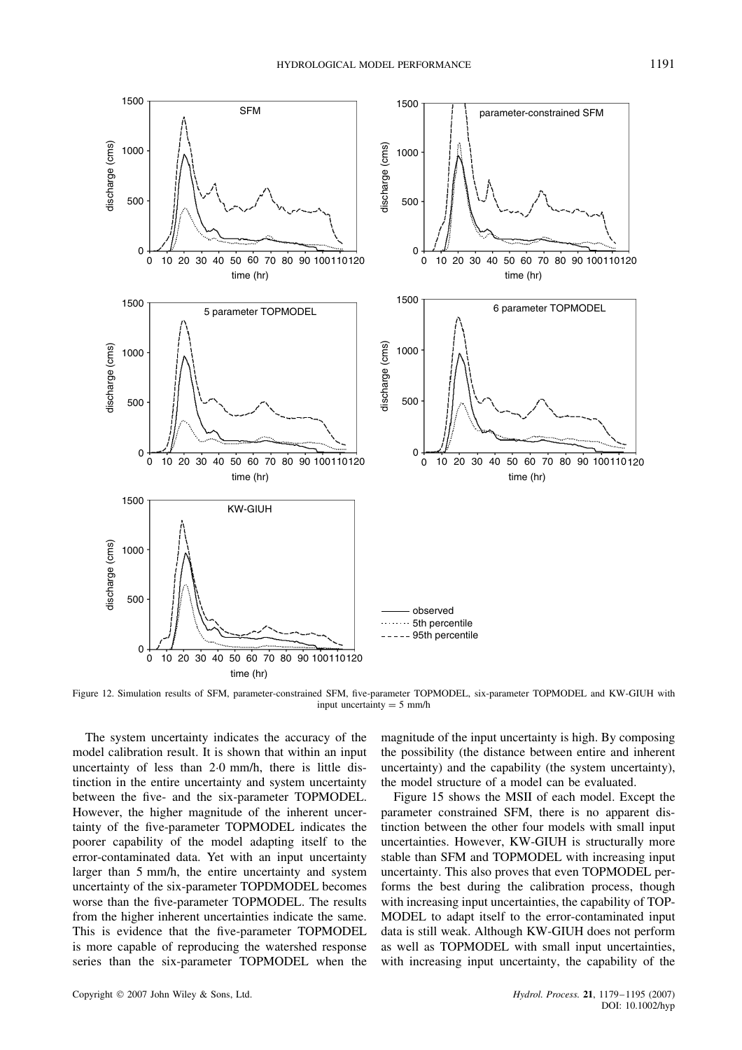Figure 12. Simulation results of SFM, parameter-constrained SFM, five-parameter TOPMODEL, six-parameter TOPMODEL and KW-GIUH with input uncertainty = 5 mm/h

The system uncertainty indicates the accuracy of the model calibration result. It is shown that within an input uncertainty of less than 2·0 mm/h, there is little distinction in the entire uncertainty and system uncertainty between the five- and the six-parameter TOPMODEL. However, the higher magnitude of the inherent uncertainty of the five-parameter TOPMODEL indicates the poorer capability of the model adapting itself to the error-contaminated data. Yet with an input uncertainty larger than 5 mm/h, the entire uncertainty and system uncertainty of the six-parameter TOPDMODEL becomes worse than the five-parameter TOPMODEL. The results from the higher inherent uncertainties indicate the same. This is evidence that the five-parameter TOPMODEL is more capable of reproducing the watershed response series than the six-parameter TOPMODEL when the magnitude of the input uncertainty is high. By composing the possibility (the distance between entire and inherent uncertainty) and the capability (the system uncertainty), the model structure of a model can be evaluated.

Figure 15 shows the MSII of each model. Except the parameter constrained SFM, there is no apparent distinction between the other four models with small input uncertainties. However, KW-GIUH is structurally more stable than SFM and TOPMODEL with increasing input uncertainty. This also proves that even TOPMODEL performs the best during the calibration process, though with increasing input uncertainties, the capability of TOPMODEL to adapt itself to the error-contaminated input data is still weak. Although KW-GIUH does not perform as well as TOPMODEL with small input uncertainties, with increasing input uncertainty, the capability of the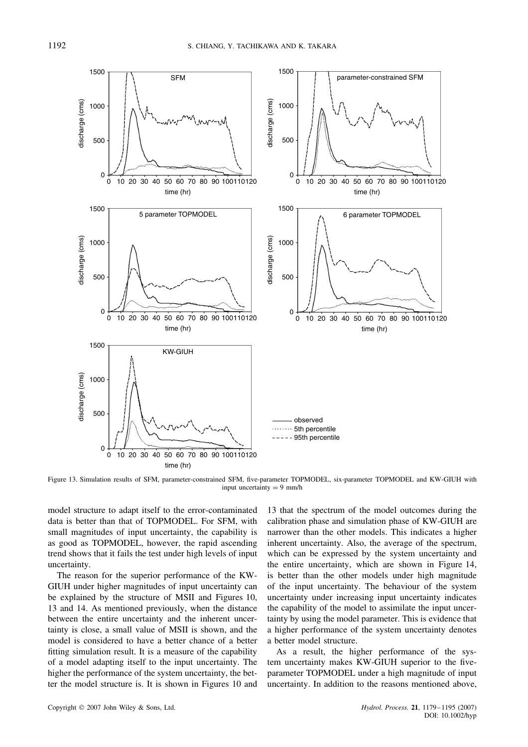Figure 13. Simulation results of SFM, parameter-constrained SFM, five-parameter TOPMODEL, six-parameter TOPMODEL and KW-GIUH with input uncertainty = 9 mm/h

model structure to adapt itself to the error-contaminated data is better than that of TOPMODEL. For SFM, with small magnitudes of input uncertainty, the capability is as good as TOPMODEL, however, the rapid ascending trend shows that it fails the test under high levels of input uncertainty.

The reason for the superior performance of the KW-GIUH under higher magnitudes of input uncertainty can be explained by the structure of MSII and Figures 10, 13 and 14. As mentioned previously, when the distance between the entire uncertainty and the inherent uncertainty is close, a small value of MSII is shown, and the model is considered to have a better chance of a better fitting simulation result. It is a measure of the capability of a model adapting itself to the input uncertainty. The higher the performance of the system uncertainty, the better the model structure is. It is shown in Figures 10 and 13 that the spectrum of the model outcomes during the calibration phase and simulation phase of KW-GIUH are narrower than the other models. This indicates a higher inherent uncertainty. Also, the average of the spectrum, which can be expressed by the system uncertainty and the entire uncertainty, which are shown in Figure 14, is better than the other models under high magnitude of the input uncertainty. The behaviour of the system uncertainty under increasing input uncertainty indicates the capability of the model to assimilate the input uncertainty by using the model parameter. This is evidence that a higher performance of the system uncertainty denotes a better model structure.

As a result, the higher performance of the system uncertainty makes KW-GIUH superior to the five-parameter TOPMODEL under a high magnitude of input uncertainty. In addition to the reasons mentioned above,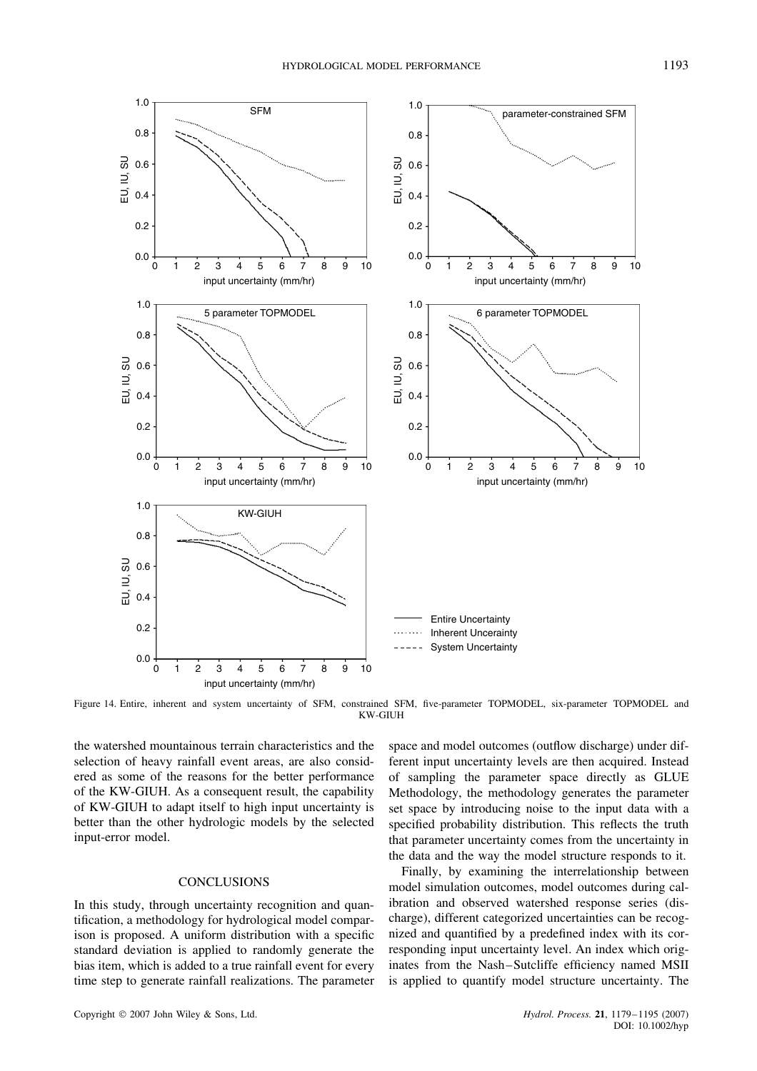Figure 14. Entire, inherent and system uncertainty of SFM, constrained SFM, five-parameter TOPMODEL, six-parameter TOPMODEL and KW-GIUH

the watershed mountainous terrain characteristics and the selection of heavy rainfall event areas, are also considered as some of the reasons for the better performance of the KW-GIUH. As a consequent result, the capability of KW-GIUH to adapt itself to high input uncertainty is better than the other hydrologic models by the selected input-error model.

## CONCLUSIONS

In this study, through uncertainty recognition and quantification, a methodology for hydrological model comparison is proposed. A uniform distribution with a specific standard deviation is applied to randomly generate the bias item, which is added to a true rainfall event for every time step to generate rainfall realizations. The parameter space and model outcomes (outflow discharge) under different input uncertainty levels are then acquired. Instead of sampling the parameter space directly as GLUE Methodology, the methodology generates the parameter set space by introducing noise to the input data with a specified probability distribution. This reflects the truth that parameter uncertainty comes from the uncertainty in the data and the way the model structure responds to it.

Finally, by examining the interrelationship between model simulation outcomes, model outcomes during calibration and observed watershed response series (discharge), different categorized uncertainties can be recognized and quantified by a predefined index with its corresponding input uncertainty level. An index which originates from the Nash–Sutcliffe efficiency named MSII is applied to quantify model structure uncertainty. The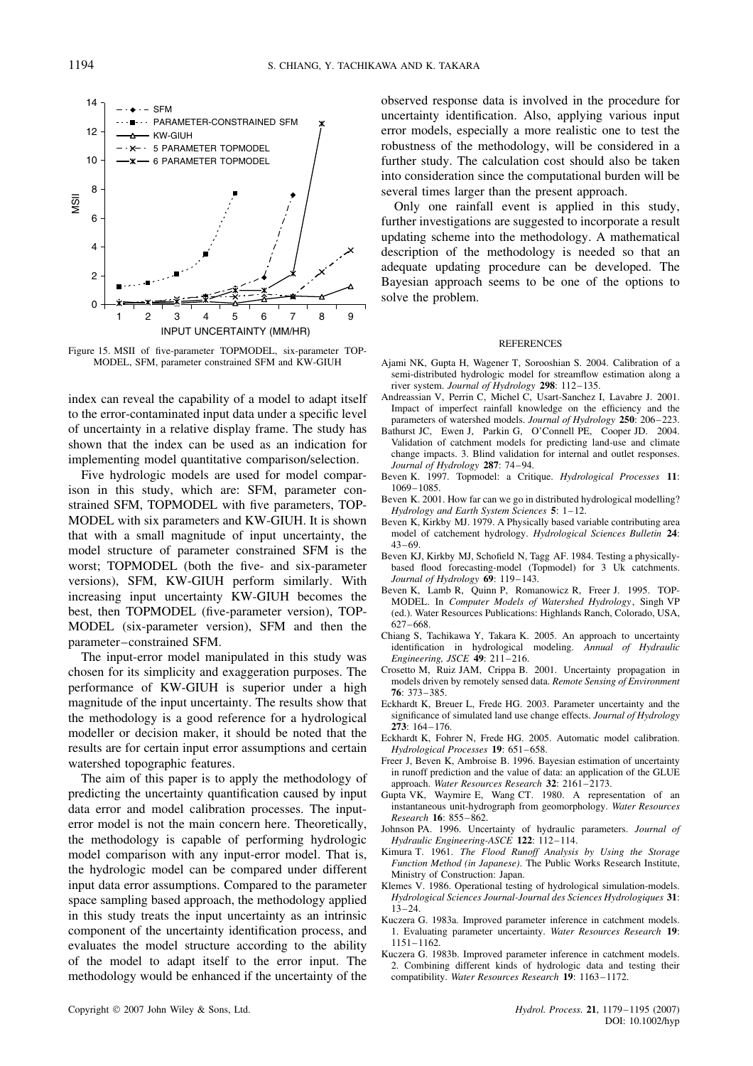Figure 15. MSII of five-parameter TOPMODEL, six-parameter TOPMODEL, SFM, parameter constrained SFM and KW-GIUH

index can reveal the capability of a model to adapt itself to the error-contaminated input data under a specific level of uncertainty in a relative display frame. The study has shown that the index can be used as an indication for implementing model quantitative comparison/selection.

Five hydrologic models are used for model comparison in this study, which are: SFM, parameter constrained SFM, TOPMODEL with five parameters, TOPMODEL with six parameters and KW-GIUH. It is shown that with a small magnitude of input uncertainty, the model structure of parameter constrained SFM is the worst; TOPMODEL (both the five- and six-parameter versions), SFM, KW-GIUH perform similarly. With increasing input uncertainty KW-GIUH becomes the best, then TOPMODEL (five-parameter version), TOPMODEL (six-parameter version), SFM and then the parameter–constrained SFM.

The input-error model manipulated in this study was chosen for its simplicity and exaggeration purposes. The performance of KW-GIUH is superior under a high magnitude of the input uncertainty. The results show that the methodology is a good reference for a hydrological modeller or decision maker, it should be noted that the results are for certain input error assumptions and certain watershed topographic features.

The aim of this paper is to apply the methodology of predicting the uncertainty quantification caused by input data error and model calibration processes. The input-error model is not the main concern here. Theoretically, the methodology is capable of performing hydrologic model comparison with any input-error model. That is, the hydrologic model can be compared under different input data error assumptions. Compared to the parameter space sampling based approach, the methodology applied in this study treats the input uncertainty as an intrinsic component of the uncertainty identification process, and evaluates the model structure according to the ability of the model to adapt itself to the error input. The methodology would be enhanced if the uncertainty of the observed response data is involved in the procedure for uncertainty identification. Also, applying various input error models, especially a more realistic one to test the robustness of the methodology, will be considered in a further study. The calculation cost should also be taken into consideration since the computational burden will be several times larger than the present approach.

Only one rainfall event is applied in this study, further investigations are suggested to incorporate a result updating scheme into the methodology. A mathematical description of the methodology is needed so that an adequate updating procedure can be developed. The Bayesian approach seems to be one of the options to solve the problem.

## REFERENCES

Ajami NK, Gupta H, Wagener T, Sorooshian S. 2004. Calibration of a semi-distributed hydrologic model for streamflow estimation along a river system. *Journal of Hydrology* **298**: 112–135.

Andreassian V, Perrin C, Michel C, Usart-Sanchez I, Lavabre J. 2001. Impact of imperfect rainfall knowledge on the efficiency and the parameters of watershed models. *Journal of Hydrology* **250**: 206–223.

Bathurst JC, Ewen J, Parkin G, O'Connell PE, Cooper JD. 2004. Validation of catchment models for predicting land-use and climate change impacts. 3. Blind validation for internal and outlet responses. *Journal of Hydrology* **287**: 74–94.

Beven K. 1997. Topmodel: a Critique. *Hydrological Processes* **11**: 1069–1085.

Beven K. 2001. How far can we go in distributed hydrological modelling? *Hydrology and Earth System Sciences* **5**: 1–12.

Beven K, Kirkby MJ. 1979. A Physically based variable contributing area model of catchement hydrology. *Hydrological Sciences Bulletin* **24**: 43–69.

Beven KJ, Kirkby MJ, Schofield N, Tagg AF. 1984. Testing a physically-based flood forecasting-model (Topmodel) for 3 Uk catchments. *Journal of Hydrology* **69**: 119–143.

Beven K, Lamb R, Quinn P, Romanowicz R, Freer J. 1995. TOPMODEL. In *Computer Models of Watershed Hydrology*, Singh VP (ed.). Water Resources Publications: Highlands Ranch, Colorado, USA, 627–668.

Chiang S, Tachikawa Y, Takara K. 2005. An approach to uncertainty identification in hydrological modeling. *Annual of Hydraulic Engineering, JSCE* **49**: 211–216.

Crosetto M, Ruiz JAM, Crippa B. 2001. Uncertainty propagation in models driven by remotely sensed data. *Remote Sensing of Environment* **76**: 373–385.

Eckhardt K, Breuer L, Frede HG. 2003. Parameter uncertainty and the significance of simulated land use change effects. *Journal of Hydrology* **273**: 164–176.

Eckhardt K, Fohrer N, Frede HG. 2005. Automatic model calibration. *Hydrological Processes* **19**: 651–658.

Freer J, Beven K, Ambroise B. 1996. Bayesian estimation of uncertainty in runoff prediction and the value of data: an application of the GLUE approach. *Water Resources Research* **32**: 2161–2173.

Gupta VK, Waymire E, Wang CT. 1980. A representation of an instantaneous unit-hydrograph from geomorphology. *Water Resources Research* **16**: 855–862.

Johnson PA. 1996. Uncertainty of hydraulic parameters. *Journal of Hydraulic Engineering-ASCE* **122**: 112–114.

Kimura T. 1961. *The Flood Runoff Analysis by Using the Storage Function Method (in Japanese)*. The Public Works Research Institute, Ministry of Construction: Japan.

Klemes V. 1986. Operational testing of hydrological simulation-models. *Hydrological Sciences Journal-Journal des Sciences Hydrologiques* **31**: 13–24.

Kuczera G. 1983a. Improved parameter inference in catchment models. 1. Evaluating parameter uncertainty. *Water Resources Research* **19**: 1151–1162.

Kuczera G. 1983b. Improved parameter inference in catchment models. 2. Combining different kinds of hydrologic data and testing their compatibility. *Water Resources Research* **19**: 1163–1172.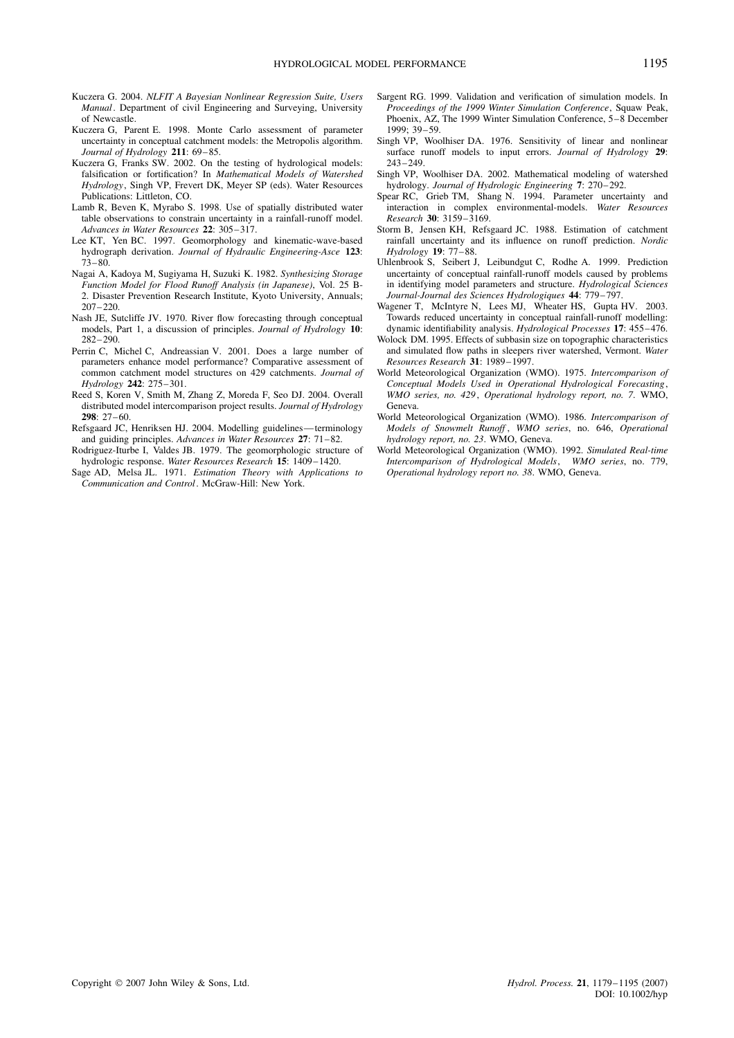Kuczera G. 2004. *NLFIT A Bayesian Nonlinear Regression Suite, Users Manual*. Department of civil Engineering and Surveying, University of Newcastle.

Kuczera G, Parent E. 1998. Monte Carlo assessment of parameter uncertainty in conceptual catchment models: the Metropolis algorithm. *Journal of Hydrology* **211**: 69–85.

Kuczera G, Franks SW. 2002. On the testing of hydrological models: falsification or fortification? In *Mathematical Models of Watershed Hydrology*, Singh VP, Frevert DK, Meyer SP (eds). Water Resources Publications: Littleton, CO.

Lamb R, Beven K, Myrabo S. 1998. Use of spatially distributed water table observations to constrain uncertainty in a rainfall-runoff model. *Advances in Water Resources* **22**: 305–317.

Lee KT, Yen BC. 1997. Geomorphology and kinematic-wave-based hydrograph derivation. *Journal of Hydraulic Engineering-Asce* **123**: 73–80.

Nagai A, Kadoya M, Sugiyama H, Suzuki K. 1982. *Synthesizing Storage Function Model for Flood Runoff Analysis (in Japanese)*, Vol. 25 B-2. Disaster Prevention Research Institute, Kyoto University, Annuals; 207–220.

Nash JE, Sutcliffe JV. 1970. River flow forecasting through conceptual models, Part 1, a discussion of principles. *Journal of Hydrology* **10**: 282–290.

Perrin C, Michel C, Andreassian V. 2001. Does a large number of parameters enhance model performance? Comparative assessment of common catchment model structures on 429 catchments. *Journal of Hydrology* **242**: 275–301.

Reed S, Koren V, Smith M, Zhang Z, Moreda F, Seo DJ. 2004. Overall distributed model intercomparison project results. *Journal of Hydrology* **298**: 27–60.

Refsgaard JC, Henriksen HJ. 2004. Modelling guidelines—terminology and guiding principles. *Advances in Water Resources* **27**: 71–82.

Rodriguez-Iturbe I, Valdes JB. 1979. The geomorphologic structure of hydrologic response. *Water Resources Research* **15**: 1409–1420.

Sage AD, Melsa JL. 1971. *Estimation Theory with Applications to Communication and Control*. McGraw-Hill: New York.

Sargent RG. 1999. Validation and verification of simulation models. In *Proceedings of the 1999 Winter Simulation Conference*, Squaw Peak, Phoenix, AZ, The 1999 Winter Simulation Conference, 5–8 December 1999; 39–59.

Singh VP, Woolhiser DA. 1976. Sensitivity of linear and nonlinear surface runoff models to input errors. *Journal of Hydrology* **29**: 243–249.

Singh VP, Woolhiser DA. 2002. Mathematical modeling of watershed hydrology. *Journal of Hydrologic Engineering* **7**: 270–292.

Spear RC, Grieb TM, Shang N. 1994. Parameter uncertainty and interaction in complex environmental-models. *Water Resources Research* **30**: 3159–3169.

Storm B, Jensen KH, Refsgaard JC. 1988. Estimation of catchment rainfall uncertainty and its influence on runoff prediction. *Nordic Hydrology* **19**: 77–88.

Uhlenbrook S, Seibert J, Leibundgut C, Rodhe A. 1999. Prediction uncertainty of conceptual rainfall-runoff models caused by problems in identifying model parameters and structure. *Hydrological Sciences Journal-Journal des Sciences Hydrologiques* **44**: 779–797.

Wagener T, McIntyre N, Lees MJ, Wheater HS, Gupta HV. 2003. Towards reduced uncertainty in conceptual rainfall-runoff modelling: dynamic identifiability analysis. *Hydrological Processes* **17**: 455–476.

Wolock DM. 1995. Effects of subbasin size on topographic characteristics and simulated flow paths in sleepers river watershed, Vermont. *Water Resources Research* **31**: 1989–1997.

World Meteorological Organization (WMO). 1975. *Intercomparison of Conceptual Models Used in Operational Hydrological Forecasting*, *WMO series, no. 429*, *Operational hydrology report, no. 7*. WMO, Geneva.

World Meteorological Organization (WMO). 1986. *Intercomparison of Models of Snowmelt Runoff*, *WMO series*, no. 646, *Operational hydrology report, no. 23*. WMO, Geneva.

World Meteorological Organization (WMO). 1992. *Simulated Real-time Intercomparison of Hydrological Models*, *WMO series*, no. 779, *Operational hydrology report no. 38*. WMO, Geneva.